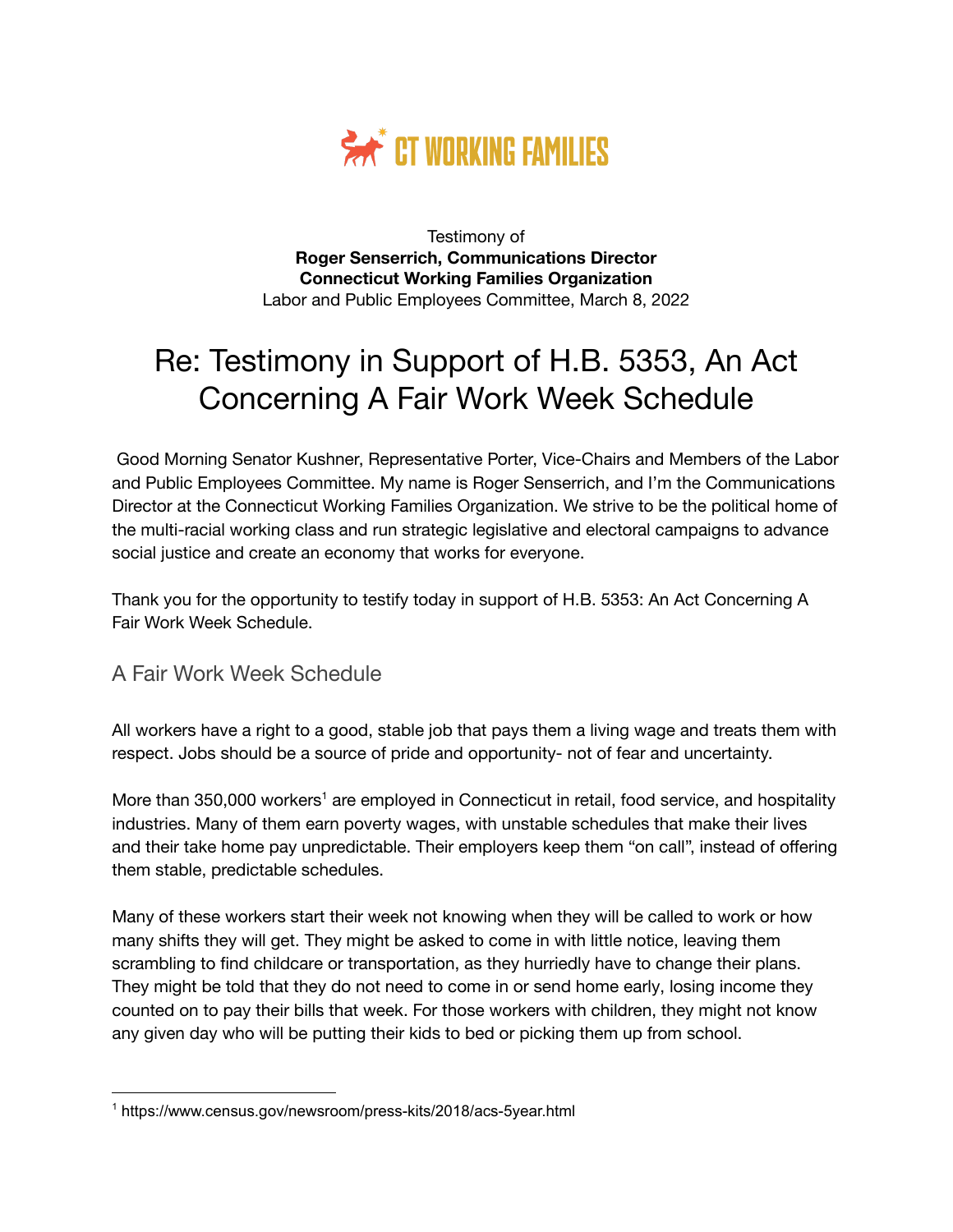CT WORKING FAMILIES

Testimony of
**Roger Senserrich, Communications Director**
**Connecticut Working Families Organization**
Labor and Public Employees Committee, March 8, 2022

# Re: Testimony in Support of H.B. 5353, An Act Concerning A Fair Work Week Schedule

Good Morning Senator Kushner, Representative Porter, Vice-Chairs and Members of the Labor and Public Employees Committee. My name is Roger Senserrich, and I'm the Communications Director at the Connecticut Working Families Organization. We strive to be the political home of the multi-racial working class and run strategic legislative and electoral campaigns to advance social justice and create an economy that works for everyone.

Thank you for the opportunity to testify today in support of H.B. 5353: An Act Concerning A Fair Work Week Schedule.

## A Fair Work Week Schedule

All workers have a right to a good, stable job that pays them a living wage and treats them with respect. Jobs should be a source of pride and opportunity- not of fear and uncertainty.

More than 350,000 workers[1] are employed in Connecticut in retail, food service, and hospitality industries. Many of them earn poverty wages, with unstable schedules that make their lives and their take home pay unpredictable. Their employers keep them "on call", instead of offering them stable, predictable schedules.

Many of these workers start their week not knowing when they will be called to work or how many shifts they will get. They might be asked to come in with little notice, leaving them scrambling to find childcare or transportation, as they hurriedly have to change their plans. They might be told that they do not need to come in or send home early, losing income they counted on to pay their bills that week. For those workers with children, they might not know any given day who will be putting their kids to bed or picking them up from school.

[1] https://www.census.gov/newsroom/press-kits/2018/acs-5year.html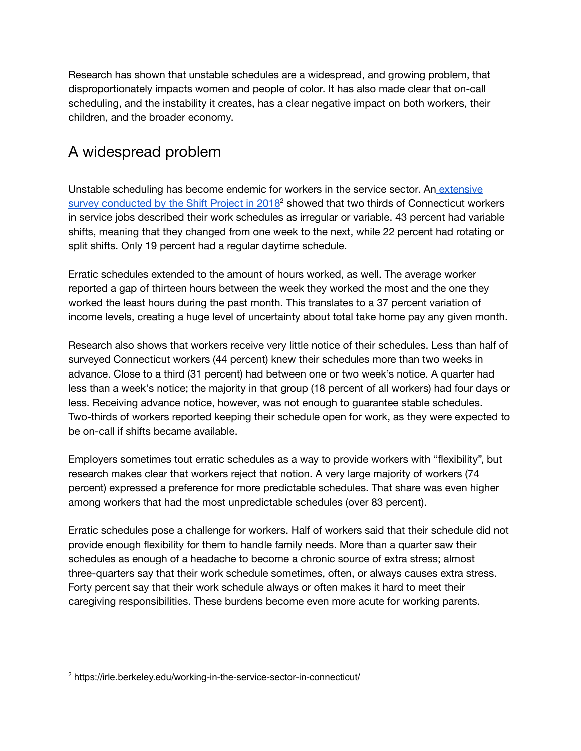Research has shown that unstable schedules are a widespread, and growing problem, that disproportionately impacts women and people of color. It has also made clear that on-call scheduling, and the instability it creates, has a clear negative impact on both workers, their children, and the broader economy.

## A widespread problem

Unstable scheduling has become endemic for workers in the service sector. An [extensive survey conducted by the Shift Project in 2018](https://irle.berkeley.edu/working-in-the-service-sector-in-connecticut/)[2] showed that two thirds of Connecticut workers in service jobs described their work schedules as irregular or variable. 43 percent had variable shifts, meaning that they changed from one week to the next, while 22 percent had rotating or split shifts. Only 19 percent had a regular daytime schedule.

Erratic schedules extended to the amount of hours worked, as well. The average worker reported a gap of thirteen hours between the week they worked the most and the one they worked the least hours during the past month. This translates to a 37 percent variation of income levels, creating a huge level of uncertainty about total take home pay any given month.

Research also shows that workers receive very little notice of their schedules. Less than half of surveyed Connecticut workers (44 percent) knew their schedules more than two weeks in advance. Close to a third (31 percent) had between one or two week's notice. A quarter had less than a week's notice; the majority in that group (18 percent of all workers) had four days or less. Receiving advance notice, however, was not enough to guarantee stable schedules. Two-thirds of workers reported keeping their schedule open for work, as they were expected to be on-call if shifts became available.

Employers sometimes tout erratic schedules as a way to provide workers with "flexibility", but research makes clear that workers reject that notion. A very large majority of workers (74 percent) expressed a preference for more predictable schedules. That share was even higher among workers that had the most unpredictable schedules (over 83 percent).

Erratic schedules pose a challenge for workers. Half of workers said that their schedule did not provide enough flexibility for them to handle family needs. More than a quarter saw their schedules as enough of a headache to become a chronic source of extra stress; almost three-quarters say that their work schedule sometimes, often, or always causes extra stress. Forty percent say that their work schedule always or often makes it hard to meet their caregiving responsibilities. These burdens become even more acute for working parents.

---

[2] https://irle.berkeley.edu/working-in-the-service-sector-in-connecticut/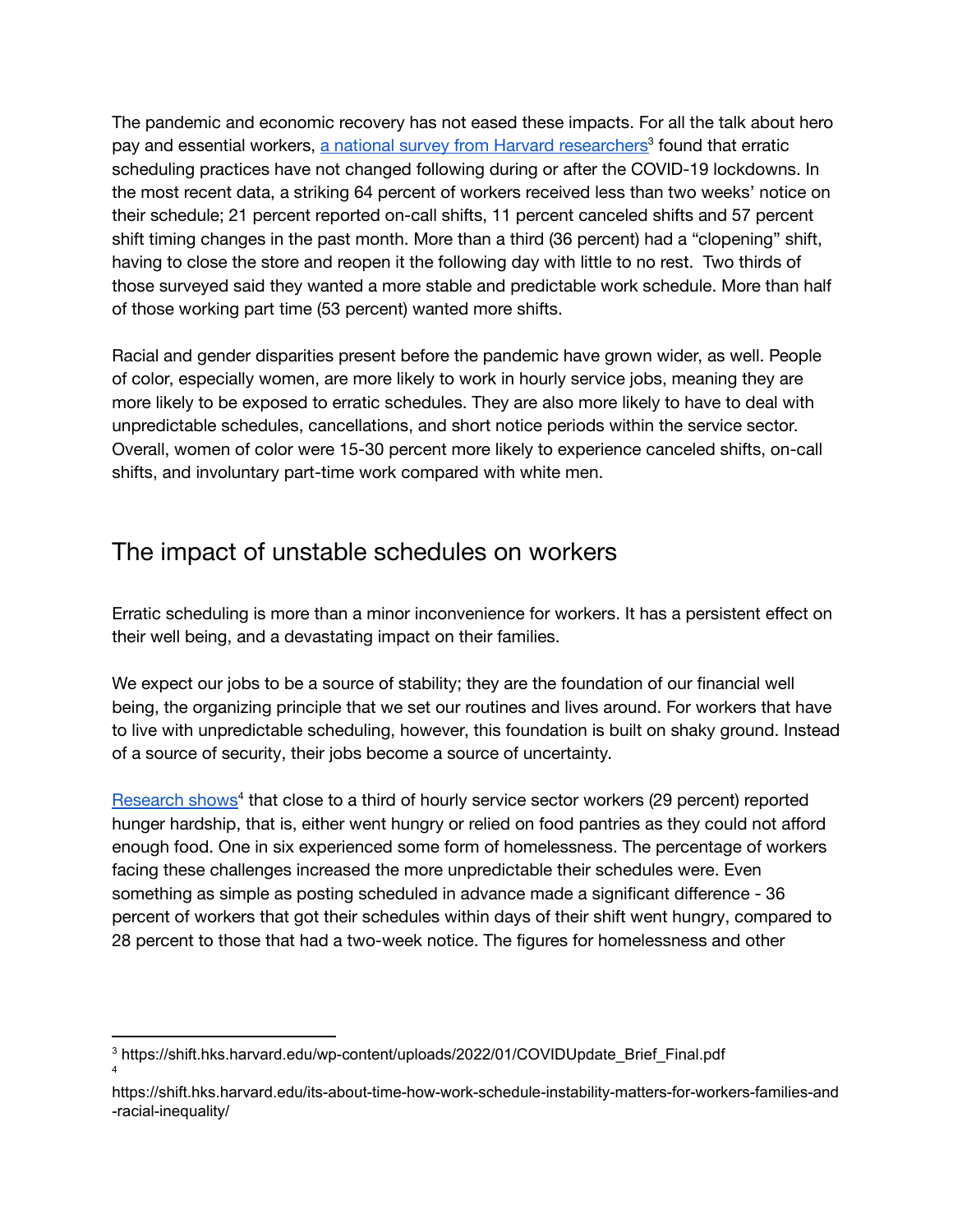The pandemic and economic recovery has not eased these impacts. For all the talk about hero pay and essential workers, [a national survey from Harvard researchers](https://shift.hks.harvard.edu/wp-content/uploads/2022/01/COVIDUpdate_Brief_Final.pdf)[3] found that erratic scheduling practices have not changed following during or after the COVID-19 lockdowns. In the most recent data, a striking 64 percent of workers received less than two weeks' notice on their schedule; 21 percent reported on-call shifts, 11 percent canceled shifts and 57 percent shift timing changes in the past month. More than a third (36 percent) had a "clopening" shift, having to close the store and reopen it the following day with little to no rest. Two thirds of those surveyed said they wanted a more stable and predictable work schedule. More than half of those working part time (53 percent) wanted more shifts.

Racial and gender disparities present before the pandemic have grown wider, as well. People of color, especially women, are more likely to work in hourly service jobs, meaning they are more likely to be exposed to erratic schedules. They are also more likely to have to deal with unpredictable schedules, cancellations, and short notice periods within the service sector. Overall, women of color were 15-30 percent more likely to experience canceled shifts, on-call shifts, and involuntary part-time work compared with white men.

## The impact of unstable schedules on workers

Erratic scheduling is more than a minor inconvenience for workers. It has a persistent effect on their well being, and a devastating impact on their families.

We expect our jobs to be a source of stability; they are the foundation of our financial well being, the organizing principle that we set our routines and lives around. For workers that have to live with unpredictable scheduling, however, this foundation is built on shaky ground. Instead of a source of security, their jobs become a source of uncertainty.

[Research shows](https://shift.hks.harvard.edu/its-about-time-how-work-schedule-instability-matters-for-workers-families-and-racial-inequality/)[4] that close to a third of hourly service sector workers (29 percent) reported hunger hardship, that is, either went hungry or relied on food pantries as they could not afford enough food. One in six experienced some form of homelessness. The percentage of workers facing these challenges increased the more unpredictable their schedules were. Even something as simple as posting scheduled in advance made a significant difference - 36 percent of workers that got their schedules within days of their shift went hungry, compared to 28 percent to those that had a two-week notice. The figures for homelessness and other

[3] https://shift.hks.harvard.edu/wp-content/uploads/2022/01/COVIDUpdate_Brief_Final.pdf

[4] https://shift.hks.harvard.edu/its-about-time-how-work-schedule-instability-matters-for-workers-families-and-racial-inequality/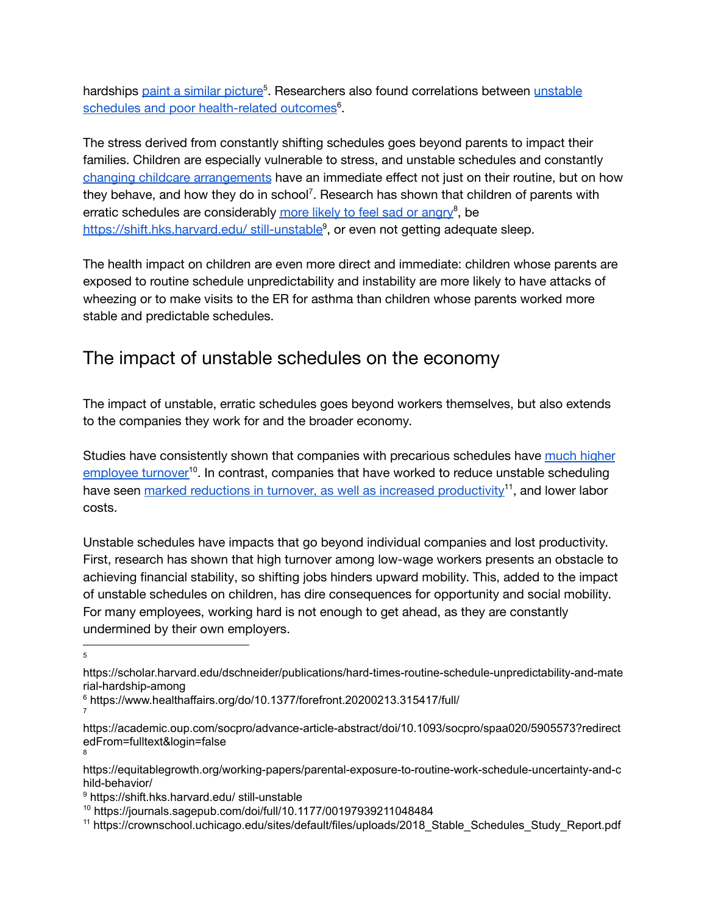hardships [paint a similar picture][5]. Researchers also found correlations between [unstable schedules and poor health-related outcomes][6].

The stress derived from constantly shifting schedules goes beyond parents to impact their families. Children are especially vulnerable to stress, and unstable schedules and constantly [changing childcare arrangements] have an immediate effect not just on their routine, but on how they behave, and how they do in school[7]. Research has shown that children of parents with erratic schedules are considerably [more likely to feel sad or angry][8], be [https://shift.hks.harvard.edu/ still-unstable][9], or even not getting adequate sleep.

The health impact on children are even more direct and immediate: children whose parents are exposed to routine schedule unpredictability and instability are more likely to have attacks of wheezing or to make visits to the ER for asthma than children whose parents worked more stable and predictable schedules.

## The impact of unstable schedules on the economy

The impact of unstable, erratic schedules goes beyond workers themselves, but also extends to the companies they work for and the broader economy.

Studies have consistently shown that companies with precarious schedules have [much higher employee turnover][10]. In contrast, companies that have worked to reduce unstable scheduling have seen [marked reductions in turnover, as well as increased productivity][11], and lower labor costs.

Unstable schedules have impacts that go beyond individual companies and lost productivity. First, research has shown that high turnover among low-wage workers presents an obstacle to achieving financial stability, so shifting jobs hinders upward mobility. This, added to the impact of unstable schedules on children, has dire consequences for opportunity and social mobility. For many employees, working hard is not enough to get ahead, as they are constantly undermined by their own employers.

---

[5] https://scholar.harvard.edu/dschneider/publications/hard-times-routine-schedule-unpredictability-and-material-hardship-among

[6] https://www.healthaffairs.org/do/10.1377/forefront.20200213.315417/full/

[7] https://academic.oup.com/socpro/advance-article-abstract/doi/10.1093/socpro/spaa020/5905573?redirectedFrom=fulltext&login=false

[8] https://equitablegrowth.org/working-papers/parental-exposure-to-routine-work-schedule-uncertainty-and-child-behavior/

[9] https://shift.hks.harvard.edu/ still-unstable

[10] https://journals.sagepub.com/doi/full/10.1177/00197939211048484

[11] https://crownschool.uchicago.edu/sites/default/files/uploads/2018_Stable_Schedules_Study_Report.pdf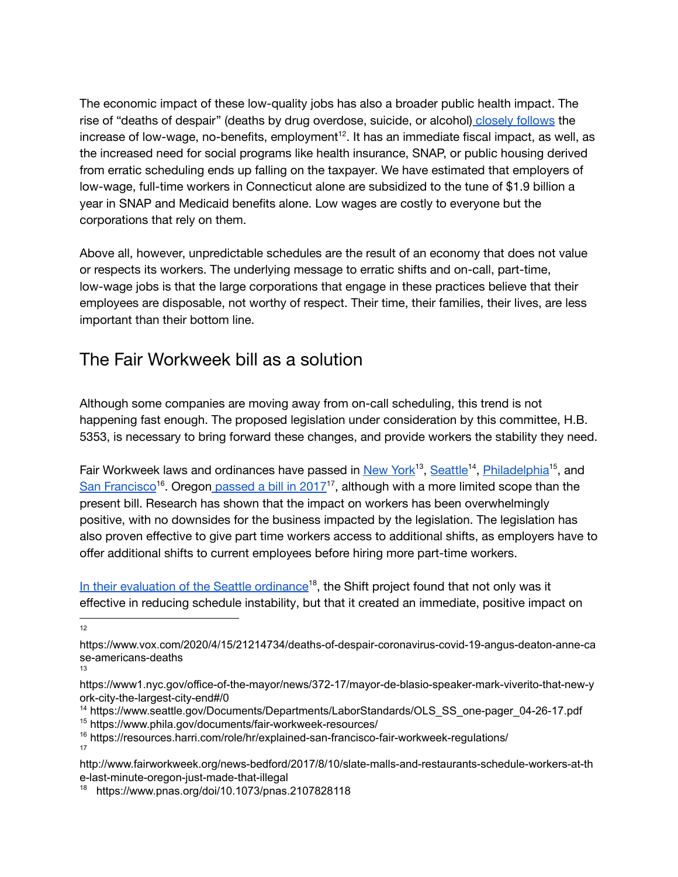The economic impact of these low-quality jobs has also a broader public health impact. The rise of "deaths of despair" (deaths by drug overdose, suicide, or alcohol) closely follows the increase of low-wage, no-benefits, employment[12]. It has an immediate fiscal impact, as well, as the increased need for social programs like health insurance, SNAP, or public housing derived from erratic scheduling ends up falling on the taxpayer. We have estimated that employers of low-wage, full-time workers in Connecticut alone are subsidized to the tune of $1.9 billion a year in SNAP and Medicaid benefits alone. Low wages are costly to everyone but the corporations that rely on them.

Above all, however, unpredictable schedules are the result of an economy that does not value or respects its workers. The underlying message to erratic shifts and on-call, part-time, low-wage jobs is that the large corporations that engage in these practices believe that their employees are disposable, not worthy of respect. Their time, their families, their lives, are less important than their bottom line.

## The Fair Workweek bill as a solution

Although some companies are moving away from on-call scheduling, this trend is not happening fast enough. The proposed legislation under consideration by this committee, H.B. 5353, is necessary to bring forward these changes, and provide workers the stability they need.

Fair Workweek laws and ordinances have passed in New York[13], Seattle[14], Philadelphia[15], and San Francisco[16]. Oregon passed a bill in 2017[17], although with a more limited scope than the present bill. Research has shown that the impact on workers has been overwhelmingly positive, with no downsides for the business impacted by the legislation. The legislation has also proven effective to give part time workers access to additional shifts, as employers have to offer additional shifts to current employees before hiring more part-time workers.

In their evaluation of the Seattle ordinance[18], the Shift project found that not only was it effective in reducing schedule instability, but that it created an immediate, positive impact on

---

[12] https://www.vox.com/2020/4/15/21214734/deaths-of-despair-coronavirus-covid-19-angus-deaton-anne-case-americans-deaths

[13] https://www1.nyc.gov/office-of-the-mayor/news/372-17/mayor-de-blasio-speaker-mark-viverito-that-new-york-city-the-largest-city-end#/0

[14] https://www.seattle.gov/Documents/Departments/LaborStandards/OLS_SS_one-pager_04-26-17.pdf

[15] https://www.phila.gov/documents/fair-workweek-resources/

[16] https://resources.harri.com/role/hr/explained-san-francisco-fair-workweek-regulations/

[17] http://www.fairworkweek.org/news-bedford/2017/8/10/slate-malls-and-restaurants-schedule-workers-at-the-last-minute-oregon-just-made-that-illegal

[18] https://www.pnas.org/doi/10.1073/pnas.2107828118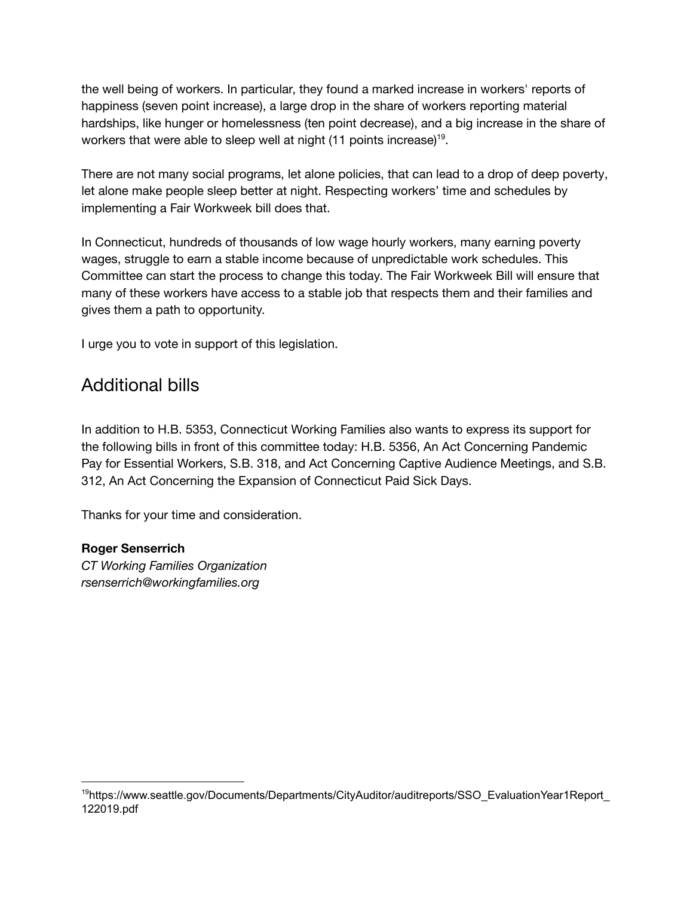the well being of workers. In particular, they found a marked increase in workers' reports of happiness (seven point increase), a large drop in the share of workers reporting material hardships, like hunger or homelessness (ten point decrease), and a big increase in the share of workers that were able to sleep well at night (11 points increase)[19].

There are not many social programs, let alone policies, that can lead to a drop of deep poverty, let alone make people sleep better at night. Respecting workers' time and schedules by implementing a Fair Workweek bill does that.

In Connecticut, hundreds of thousands of low wage hourly workers, many earning poverty wages, struggle to earn a stable income because of unpredictable work schedules. This Committee can start the process to change this today. The Fair Workweek Bill will ensure that many of these workers have access to a stable job that respects them and their families and gives them a path to opportunity.

I urge you to vote in support of this legislation.

## Additional bills

In addition to H.B. 5353, Connecticut Working Families also wants to express its support for the following bills in front of this committee today: H.B. 5356, An Act Concerning Pandemic Pay for Essential Workers, S.B. 318, and Act Concerning Captive Audience Meetings, and S.B. 312, An Act Concerning the Expansion of Connecticut Paid Sick Days.

Thanks for your time and consideration.

**Roger Senserrich**
*CT Working Families Organization*
*rsenserrich@workingfamilies.org*

---

[19]https://www.seattle.gov/Documents/Departments/CityAuditor/auditreports/SSO_EvaluationYear1Report_122019.pdf